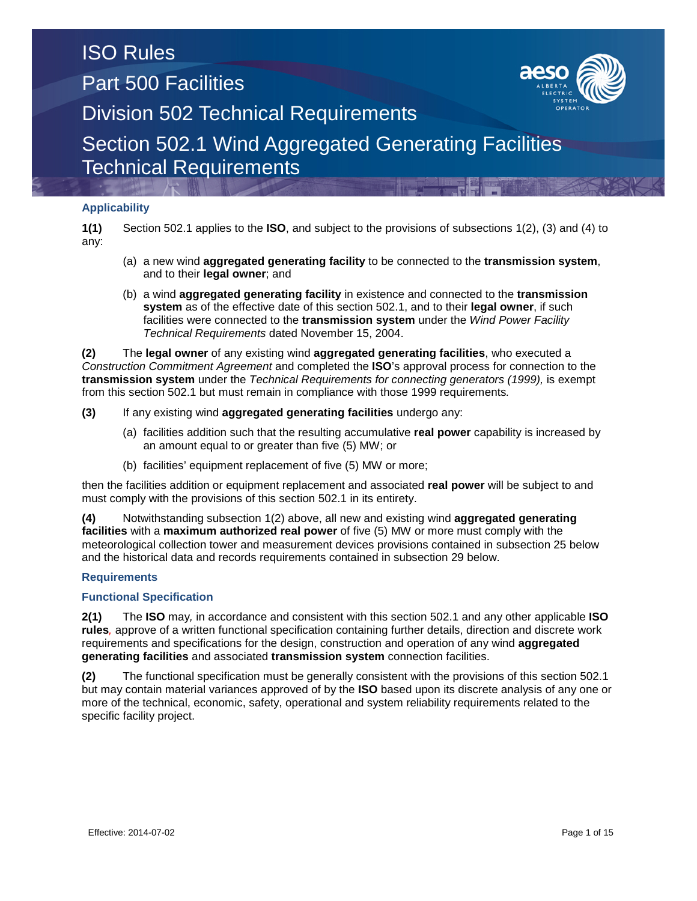# ISO Rules

## Part 500 Facilities

## Division 502 Technical Requirements

## Section 502.1 Wind Aggregated Generating Facilities Technical Requirements

### Applicability

**1(1)** Section 502.1 applies to the **ISO**, and subject to the provisions of subsections 1(2), (3) and (4) to any:

- (a) a new wind **aggregated generating facility** to be connected to the **transmission system**, and to their **legal owner**; and
- (b) a wind **aggregated generating facility** in existence and connected to the **transmission system** as of the effective date of this section 502.1, and to their **legal owner**, if such facilities were connected to the **transmission system** under the *Wind Power Facility Technical Requirements* dated November 15, 2004.

**(2)** The **legal owner** of any existing wind **aggregated generating facilities**, who executed a *Construction Commitment Agreement* and completed the **ISO**'s approval process for connection to the **transmission system** under the *Technical Requirements for connecting generators (1999),* is exempt from this section 502.1 but must remain in compliance with those 1999 requirements*.*

**(3)** If any existing wind **aggregated generating facilities** undergo any:

- (a) facilities addition such that the resulting accumulative **real power** capability is increased by an amount equal to or greater than five (5) MW; or
- (b) facilities' equipment replacement of five (5) MW or more;

then the facilities addition or equipment replacement and associated **real power** will be subject to and must comply with the provisions of this section 502.1 in its entirety.

**(4)** Notwithstanding subsection 1(2) above, all new and existing wind **aggregated generating facilities** with a **maximum authorized real power** of five (5) MW or more must comply with the meteorological collection tower and measurement devices provisions contained in subsection 25 below and the historical data and records requirements contained in subsection 29 below.

### Requirements

### Functional Specification

**2(1)** The **ISO** may*,* in accordance and consistent with this section 502.1 and any other applicable **ISO rules***,* approve of a written functional specification containing further details, direction and discrete work requirements and specifications for the design, construction and operation of any wind **aggregated generating facilities** and associated **transmission system** connection facilities.

**(2)** The functional specification must be generally consistent with the provisions of this section 502.1 but may contain material variances approved of by the **ISO** based upon its discrete analysis of any one or more of the technical, economic, safety, operational and system reliability requirements related to the specific facility project.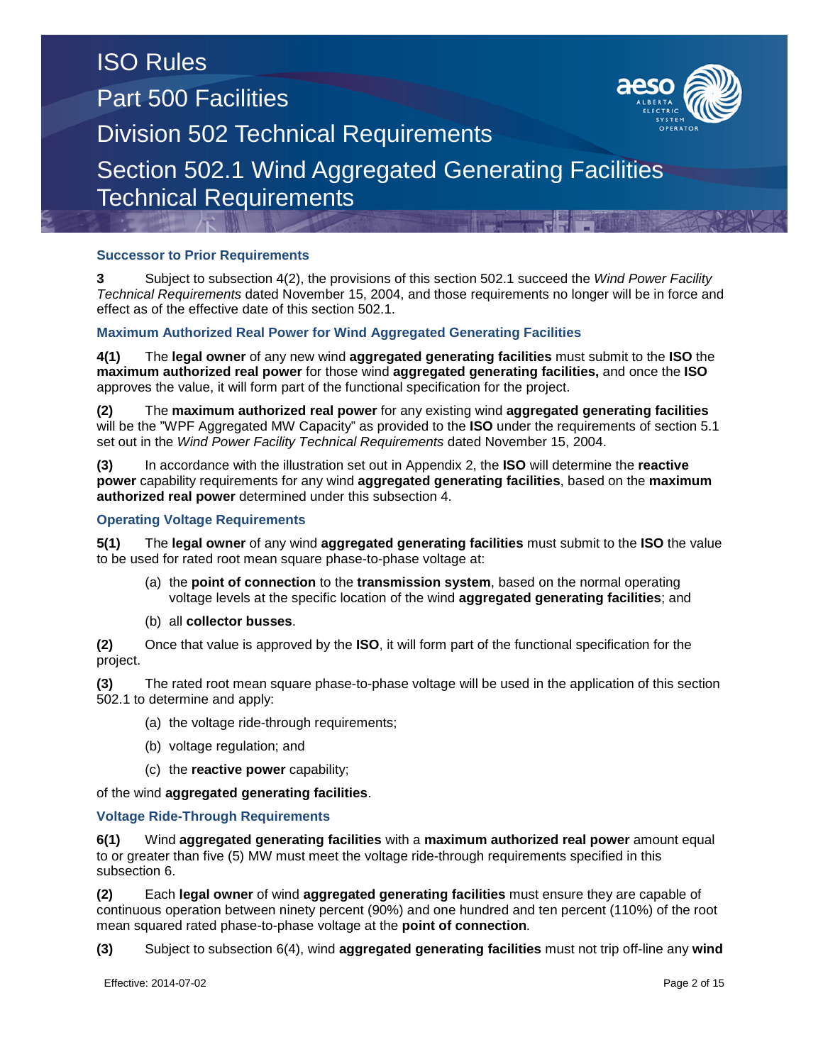### Successor to Prior Requirements

**3** Subject to subsection 4(2), the provisions of this section 502.1 succeed the *Wind Power Facility Technical Requirements* dated November 15, 2004, and those requirements no longer will be in force and effect as of the effective date of this section 502.1.

### Maximum Authorized Real Power for Wind Aggregated Generating Facilities

**4(1)** The **legal owner** of any new wind **aggregated generating facilities** must submit to the **ISO** the **maximum authorized real power** for those wind **aggregated generating facilities,** and once the **ISO** approves the value, it will form part of the functional specification for the project.

**(2)** The **maximum authorized real power** for any existing wind **aggregated generating facilities** will be the "WPF Aggregated MW Capacity" as provided to the **ISO** under the requirements of section 5.1 set out in the *Wind Power Facility Technical Requirements* dated November 15, 2004.

**(3)** In accordance with the illustration set out in Appendix 2, the **ISO** will determine the **reactive power** capability requirements for any wind **aggregated generating facilities**, based on the **maximum authorized real power** determined under this subsection 4.

### Operating Voltage Requirements

**5(1)** The **legal owner** of any wind **aggregated generating facilities** must submit to the **ISO** the value to be used for rated root mean square phase-to-phase voltage at:

(a) the **point of connection** to the **transmission system**, based on the normal operating voltage levels at the specific location of the wind **aggregated generating facilities**; and

(b) all **collector busses**.

**(2)** Once that value is approved by the **ISO**, it will form part of the functional specification for the project.

**(3)** The rated root mean square phase-to-phase voltage will be used in the application of this section 502.1 to determine and apply:

(a) the voltage ride-through requirements;

(b) voltage regulation; and

(c) the **reactive power** capability;

of the wind **aggregated generating facilities**.

### Voltage Ride-Through Requirements

**6(1)** Wind **aggregated generating facilities** with a **maximum authorized real power** amount equal to or greater than five (5) MW must meet the voltage ride-through requirements specified in this subsection 6.

**(2)** Each **legal owner** of wind **aggregated generating facilities** must ensure they are capable of continuous operation between ninety percent (90%) and one hundred and ten percent (110%) of the root mean squared rated phase-to-phase voltage at the **point of connection**.

**(3)** Subject to subsection 6(4), wind **aggregated generating facilities** must not trip off-line any **wind**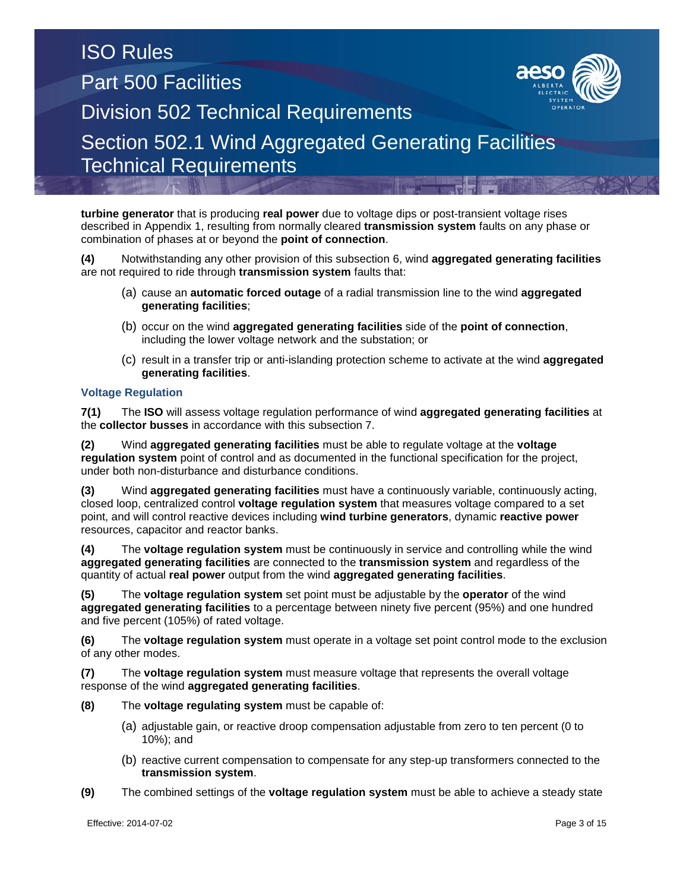**turbine generator** that is producing **real power** due to voltage dips or post-transient voltage rises described in Appendix 1, resulting from normally cleared **transmission system** faults on any phase or combination of phases at or beyond the **point of connection**.

**(4)** Notwithstanding any other provision of this subsection 6, wind **aggregated generating facilities** are not required to ride through **transmission system** faults that:

(a) cause an **automatic forced outage** of a radial transmission line to the wind **aggregated generating facilities**;

(b) occur on the wind **aggregated generating facilities** side of the **point of connection**, including the lower voltage network and the substation; or

(c) result in a transfer trip or anti-islanding protection scheme to activate at the wind **aggregated generating facilities**.

### Voltage Regulation

**7(1)** The **ISO** will assess voltage regulation performance of wind **aggregated generating facilities** at the **collector busses** in accordance with this subsection 7.

**(2)** Wind **aggregated generating facilities** must be able to regulate voltage at the **voltage regulation system** point of control and as documented in the functional specification for the project, under both non-disturbance and disturbance conditions.

**(3)** Wind **aggregated generating facilities** must have a continuously variable, continuously acting, closed loop, centralized control **voltage regulation system** that measures voltage compared to a set point, and will control reactive devices including **wind turbine generators**, dynamic **reactive power** resources, capacitor and reactor banks.

**(4)** The **voltage regulation system** must be continuously in service and controlling while the wind **aggregated generating facilities** are connected to the **transmission system** and regardless of the quantity of actual **real power** output from the wind **aggregated generating facilities**.

**(5)** The **voltage regulation system** set point must be adjustable by the **operator** of the wind **aggregated generating facilities** to a percentage between ninety five percent (95%) and one hundred and five percent (105%) of rated voltage.

**(6)** The **voltage regulation system** must operate in a voltage set point control mode to the exclusion of any other modes.

**(7)** The **voltage regulation system** must measure voltage that represents the overall voltage response of the wind **aggregated generating facilities**.

**(8)** The **voltage regulating system** must be capable of:

(a) adjustable gain, or reactive droop compensation adjustable from zero to ten percent (0 to 10%); and

(b) reactive current compensation to compensate for any step-up transformers connected to the **transmission system**.

**(9)** The combined settings of the **voltage regulation system** must be able to achieve a steady state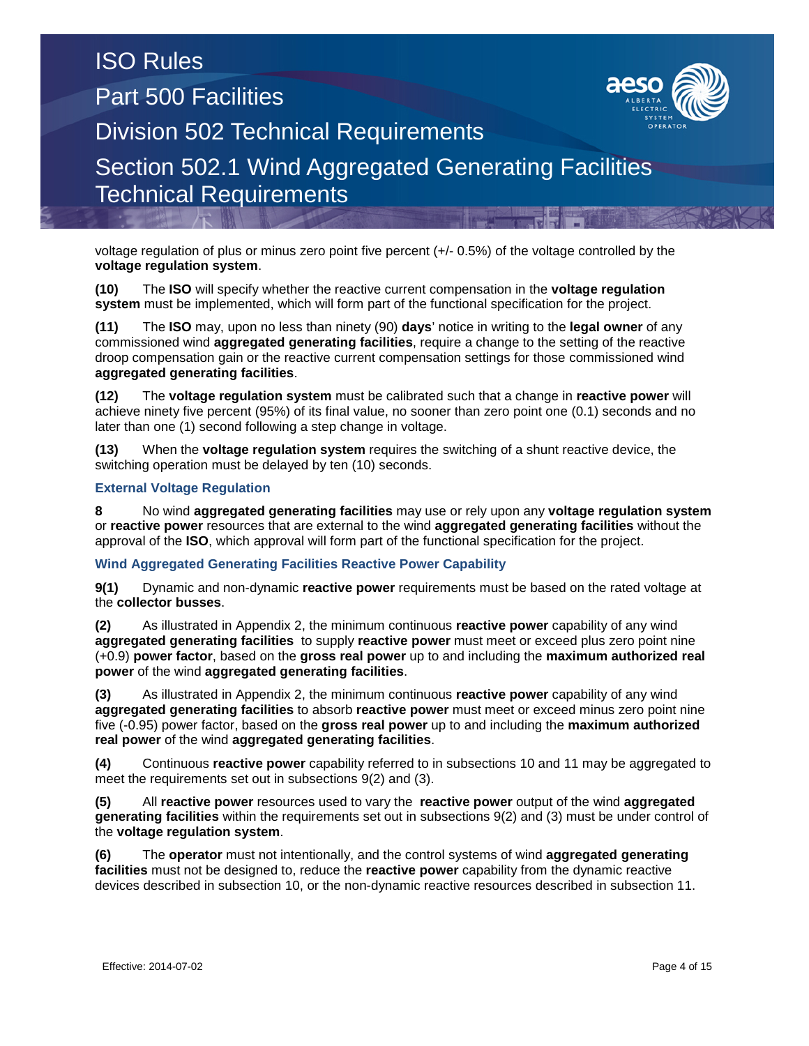voltage regulation of plus or minus zero point five percent (+/- 0.5%) of the voltage controlled by the **voltage regulation system**.

**(10)** The **ISO** will specify whether the reactive current compensation in the **voltage regulation system** must be implemented, which will form part of the functional specification for the project.

**(11)** The **ISO** may, upon no less than ninety (90) **days**' notice in writing to the **legal owner** of any commissioned wind **aggregated generating facilities**, require a change to the setting of the reactive droop compensation gain or the reactive current compensation settings for those commissioned wind **aggregated generating facilities**.

**(12)** The **voltage regulation system** must be calibrated such that a change in **reactive power** will achieve ninety five percent (95%) of its final value, no sooner than zero point one (0.1) seconds and no later than one (1) second following a step change in voltage.

**(13)** When the **voltage regulation system** requires the switching of a shunt reactive device, the switching operation must be delayed by ten (10) seconds.

### External Voltage Regulation

**8** No wind **aggregated generating facilities** may use or rely upon any **voltage regulation system** or **reactive power** resources that are external to the wind **aggregated generating facilities** without the approval of the **ISO**, which approval will form part of the functional specification for the project.

### Wind Aggregated Generating Facilities Reactive Power Capability

**9(1)** Dynamic and non-dynamic **reactive power** requirements must be based on the rated voltage at the **collector busses**.

**(2)** As illustrated in Appendix 2, the minimum continuous **reactive power** capability of any wind **aggregated generating facilities** to supply **reactive power** must meet or exceed plus zero point nine (+0.9) **power factor**, based on the **gross real power** up to and including the **maximum authorized real power** of the wind **aggregated generating facilities**.

**(3)** As illustrated in Appendix 2, the minimum continuous **reactive power** capability of any wind **aggregated generating facilities** to absorb **reactive power** must meet or exceed minus zero point nine five (-0.95) power factor, based on the **gross real power** up to and including the **maximum authorized real power** of the wind **aggregated generating facilities**.

**(4)** Continuous **reactive power** capability referred to in subsections 10 and 11 may be aggregated to meet the requirements set out in subsections 9(2) and (3).

**(5)** All **reactive power** resources used to vary the **reactive power** output of the wind **aggregated generating facilities** within the requirements set out in subsections 9(2) and (3) must be under control of the **voltage regulation system**.

**(6)** The **operator** must not intentionally, and the control systems of wind **aggregated generating facilities** must not be designed to, reduce the **reactive power** capability from the dynamic reactive devices described in subsection 10, or the non-dynamic reactive resources described in subsection 11.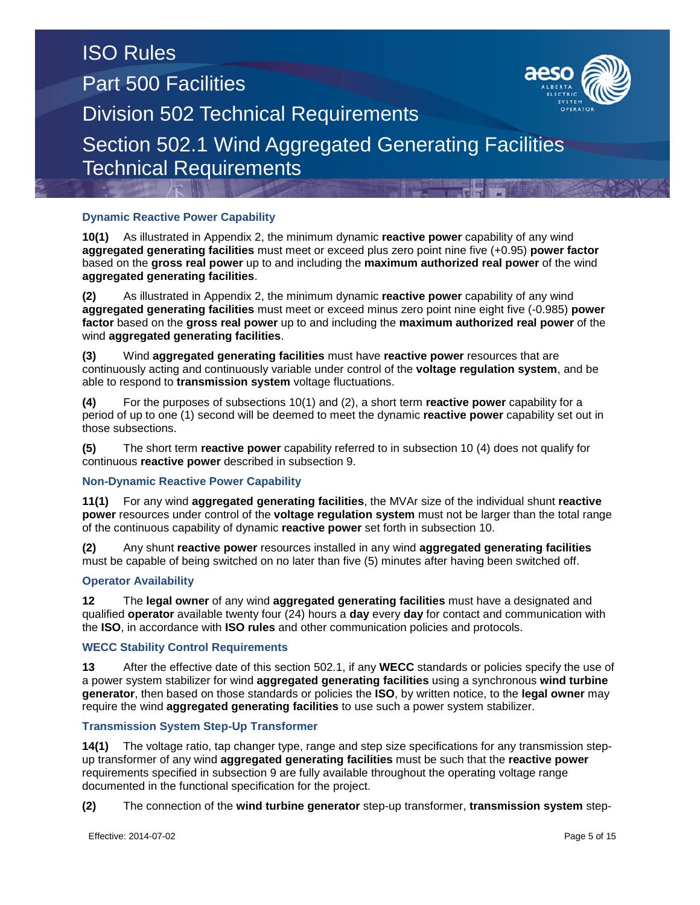### Dynamic Reactive Power Capability

**10(1)** As illustrated in Appendix 2, the minimum dynamic **reactive power** capability of any wind **aggregated generating facilities** must meet or exceed plus zero point nine five (+0.95) **power factor** based on the **gross real power** up to and including the **maximum authorized real power** of the wind **aggregated generating facilities**.

**(2)** As illustrated in Appendix 2, the minimum dynamic **reactive power** capability of any wind **aggregated generating facilities** must meet or exceed minus zero point nine eight five (-0.985) **power factor** based on the **gross real power** up to and including the **maximum authorized real power** of the wind **aggregated generating facilities**.

**(3)** Wind **aggregated generating facilities** must have **reactive power** resources that are continuously acting and continuously variable under control of the **voltage regulation system**, and be able to respond to **transmission system** voltage fluctuations.

**(4)** For the purposes of subsections 10(1) and (2), a short term **reactive power** capability for a period of up to one (1) second will be deemed to meet the dynamic **reactive power** capability set out in those subsections.

**(5)** The short term **reactive power** capability referred to in subsection 10 (4) does not qualify for continuous **reactive power** described in subsection 9.

### Non-Dynamic Reactive Power Capability

**11(1)** For any wind **aggregated generating facilities**, the MVAr size of the individual shunt **reactive power** resources under control of the **voltage regulation system** must not be larger than the total range of the continuous capability of dynamic **reactive power** set forth in subsection 10.

**(2)** Any shunt **reactive power** resources installed in any wind **aggregated generating facilities** must be capable of being switched on no later than five (5) minutes after having been switched off.

### Operator Availability

**12** The **legal owner** of any wind **aggregated generating facilities** must have a designated and qualified **operator** available twenty four (24) hours a **day** every **day** for contact and communication with the **ISO**, in accordance with **ISO rules** and other communication policies and protocols.

### WECC Stability Control Requirements

**13** After the effective date of this section 502.1, if any **WECC** standards or policies specify the use of a power system stabilizer for wind **aggregated generating facilities** using a synchronous **wind turbine generator**, then based on those standards or policies the **ISO**, by written notice, to the **legal owner** may require the wind **aggregated generating facilities** to use such a power system stabilizer.

### Transmission System Step-Up Transformer

**14(1)** The voltage ratio, tap changer type, range and step size specifications for any transmission step-up transformer of any wind **aggregated generating facilities** must be such that the **reactive power** requirements specified in subsection 9 are fully available throughout the operating voltage range documented in the functional specification for the project.

**(2)** The connection of the **wind turbine generator** step-up transformer, **transmission system** step-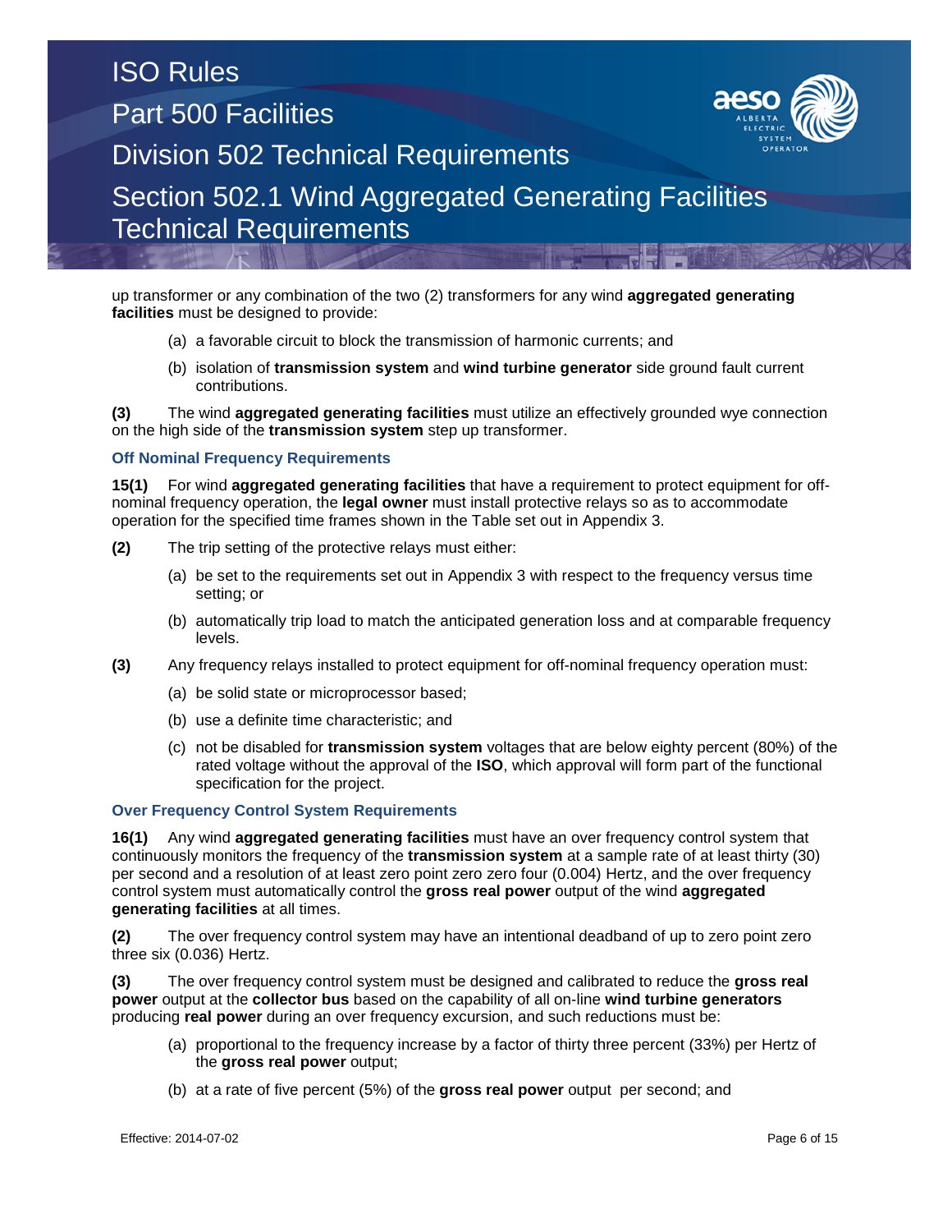up transformer or any combination of the two (2) transformers for any wind **aggregated generating facilities** must be designed to provide:

(a) a favorable circuit to block the transmission of harmonic currents; and

(b) isolation of **transmission system** and **wind turbine generator** side ground fault current contributions.

**(3)** The wind **aggregated generating facilities** must utilize an effectively grounded wye connection on the high side of the **transmission system** step up transformer.

### Off Nominal Frequency Requirements

**15(1)** For wind **aggregated generating facilities** that have a requirement to protect equipment for off-nominal frequency operation, the **legal owner** must install protective relays so as to accommodate operation for the specified time frames shown in the Table set out in Appendix 3.

**(2)** The trip setting of the protective relays must either:

(a) be set to the requirements set out in Appendix 3 with respect to the frequency versus time setting; or

(b) automatically trip load to match the anticipated generation loss and at comparable frequency levels.

**(3)** Any frequency relays installed to protect equipment for off-nominal frequency operation must:

(a) be solid state or microprocessor based;

(b) use a definite time characteristic; and

(c) not be disabled for **transmission system** voltages that are below eighty percent (80%) of the rated voltage without the approval of the **ISO**, which approval will form part of the functional specification for the project.

### Over Frequency Control System Requirements

**16(1)** Any wind **aggregated generating facilities** must have an over frequency control system that continuously monitors the frequency of the **transmission system** at a sample rate of at least thirty (30) per second and a resolution of at least zero point zero zero four (0.004) Hertz, and the over frequency control system must automatically control the **gross real power** output of the wind **aggregated generating facilities** at all times.

**(2)** The over frequency control system may have an intentional deadband of up to zero point zero three six (0.036) Hertz.

**(3)** The over frequency control system must be designed and calibrated to reduce the **gross real power** output at the **collector bus** based on the capability of all on-line **wind turbine generators** producing **real power** during an over frequency excursion, and such reductions must be:

(a) proportional to the frequency increase by a factor of thirty three percent (33%) per Hertz of the **gross real power** output;

(b) at a rate of five percent (5%) of the **gross real power** output per second; and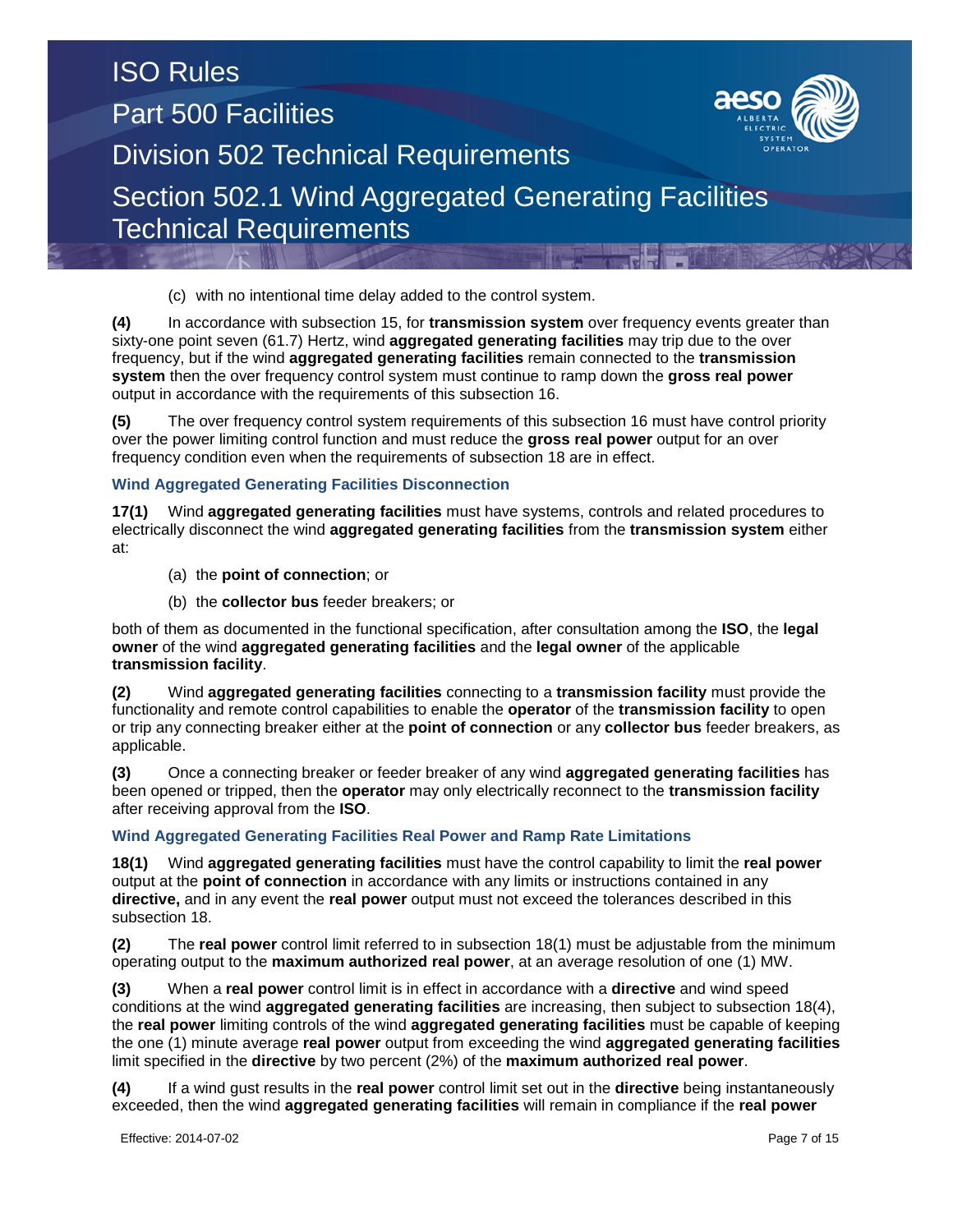(c) with no intentional time delay added to the control system.

**(4)** In accordance with subsection 15, for **transmission system** over frequency events greater than sixty-one point seven (61.7) Hertz, wind **aggregated generating facilities** may trip due to the over frequency, but if the wind **aggregated generating facilities** remain connected to the **transmission system** then the over frequency control system must continue to ramp down the **gross real power** output in accordance with the requirements of this subsection 16.

**(5)** The over frequency control system requirements of this subsection 16 must have control priority over the power limiting control function and must reduce the **gross real power** output for an over frequency condition even when the requirements of subsection 18 are in effect.

### Wind Aggregated Generating Facilities Disconnection

**17(1)** Wind **aggregated generating facilities** must have systems, controls and related procedures to electrically disconnect the wind **aggregated generating facilities** from the **transmission system** either at:

(a) the **point of connection**; or

(b) the **collector bus** feeder breakers; or

both of them as documented in the functional specification, after consultation among the **ISO**, the **legal owner** of the wind **aggregated generating facilities** and the **legal owner** of the applicable **transmission facility**.

**(2)** Wind **aggregated generating facilities** connecting to a **transmission facility** must provide the functionality and remote control capabilities to enable the **operator** of the **transmission facility** to open or trip any connecting breaker either at the **point of connection** or any **collector bus** feeder breakers, as applicable.

**(3)** Once a connecting breaker or feeder breaker of any wind **aggregated generating facilities** has been opened or tripped, then the **operator** may only electrically reconnect to the **transmission facility** after receiving approval from the **ISO**.

### Wind Aggregated Generating Facilities Real Power and Ramp Rate Limitations

**18(1)** Wind **aggregated generating facilities** must have the control capability to limit the **real power** output at the **point of connection** in accordance with any limits or instructions contained in any **directive,** and in any event the **real power** output must not exceed the tolerances described in this subsection 18.

**(2)** The **real power** control limit referred to in subsection 18(1) must be adjustable from the minimum operating output to the **maximum authorized real power**, at an average resolution of one (1) MW.

**(3)** When a **real power** control limit is in effect in accordance with a **directive** and wind speed conditions at the wind **aggregated generating facilities** are increasing, then subject to subsection 18(4), the **real power** limiting controls of the wind **aggregated generating facilities** must be capable of keeping the one (1) minute average **real power** output from exceeding the wind **aggregated generating facilities** limit specified in the **directive** by two percent (2%) of the **maximum authorized real power**.

**(4)** If a wind gust results in the **real power** control limit set out in the **directive** being instantaneously exceeded, then the wind **aggregated generating facilities** will remain in compliance if the **real power**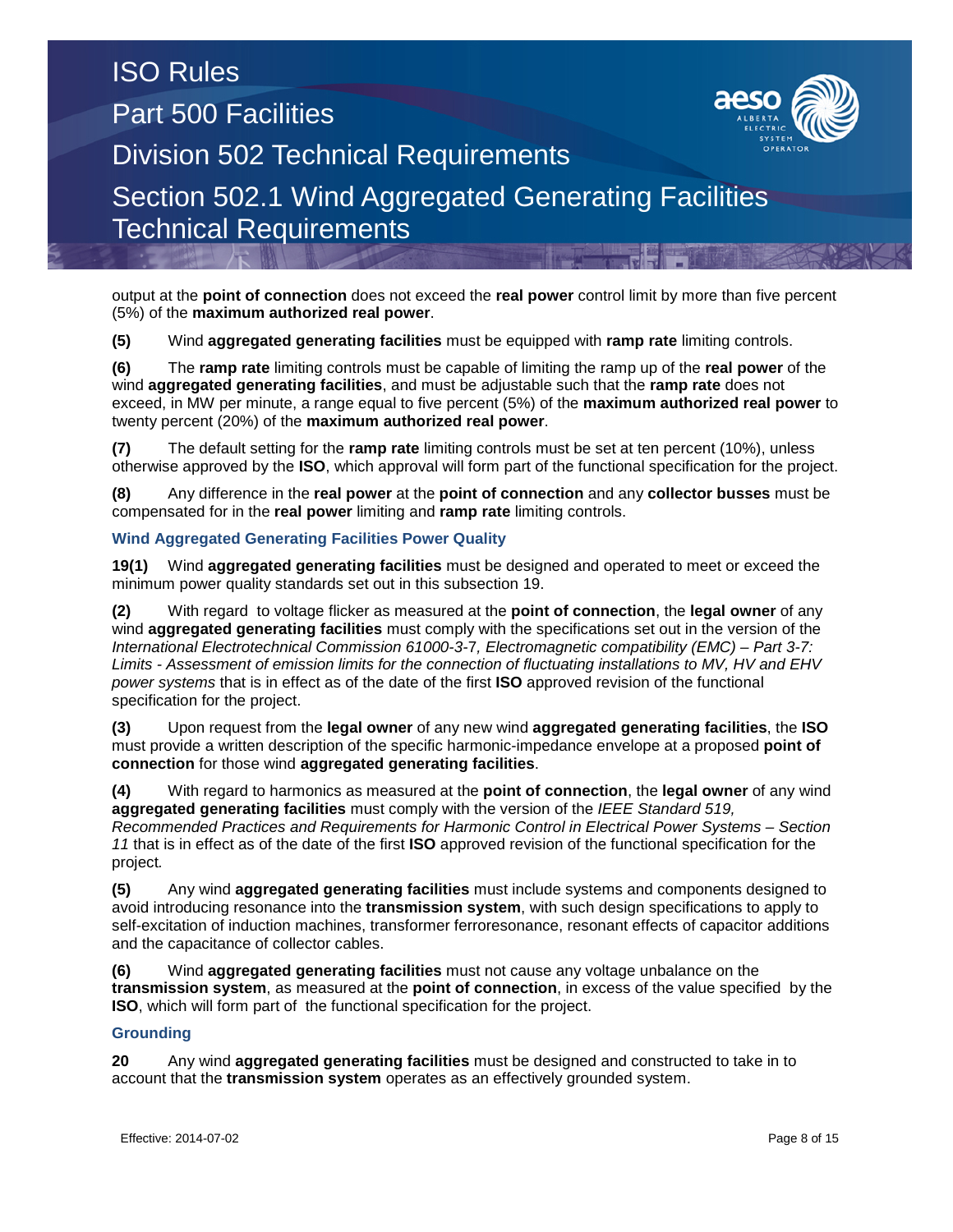output at the **point of connection** does not exceed the **real power** control limit by more than five percent (5%) of the **maximum authorized real power**.

**(5)** Wind **aggregated generating facilities** must be equipped with **ramp rate** limiting controls.

**(6)** The **ramp rate** limiting controls must be capable of limiting the ramp up of the **real power** of the wind **aggregated generating facilities**, and must be adjustable such that the **ramp rate** does not exceed, in MW per minute, a range equal to five percent (5%) of the **maximum authorized real power** to twenty percent (20%) of the **maximum authorized real power**.

**(7)** The default setting for the **ramp rate** limiting controls must be set at ten percent (10%), unless otherwise approved by the **ISO**, which approval will form part of the functional specification for the project.

**(8)** Any difference in the **real power** at the **point of connection** and any **collector busses** must be compensated for in the **real power** limiting and **ramp rate** limiting controls.

### Wind Aggregated Generating Facilities Power Quality

**19(1)** Wind **aggregated generating facilities** must be designed and operated to meet or exceed the minimum power quality standards set out in this subsection 19.

**(2)** With regard to voltage flicker as measured at the **point of connection**, the **legal owner** of any wind **aggregated generating facilities** must comply with the specifications set out in the version of the *International Electrotechnical Commission 61000-3-7, Electromagnetic compatibility (EMC) – Part 3-7: Limits - Assessment of emission limits for the connection of fluctuating installations to MV, HV and EHV power systems* that is in effect as of the date of the first **ISO** approved revision of the functional specification for the project.

**(3)** Upon request from the **legal owner** of any new wind **aggregated generating facilities**, the **ISO** must provide a written description of the specific harmonic-impedance envelope at a proposed **point of connection** for those wind **aggregated generating facilities**.

**(4)** With regard to harmonics as measured at the **point of connection**, the **legal owner** of any wind **aggregated generating facilities** must comply with the version of the *IEEE Standard 519, Recommended Practices and Requirements for Harmonic Control in Electrical Power Systems – Section 11* that is in effect as of the date of the first **ISO** approved revision of the functional specification for the project.

**(5)** Any wind **aggregated generating facilities** must include systems and components designed to avoid introducing resonance into the **transmission system**, with such design specifications to apply to self-excitation of induction machines, transformer ferroresonance, resonant effects of capacitor additions and the capacitance of collector cables.

**(6)** Wind **aggregated generating facilities** must not cause any voltage unbalance on the **transmission system**, as measured at the **point of connection**, in excess of the value specified by the **ISO**, which will form part of the functional specification for the project.

### Grounding

**20** Any wind **aggregated generating facilities** must be designed and constructed to take in to account that the **transmission system** operates as an effectively grounded system.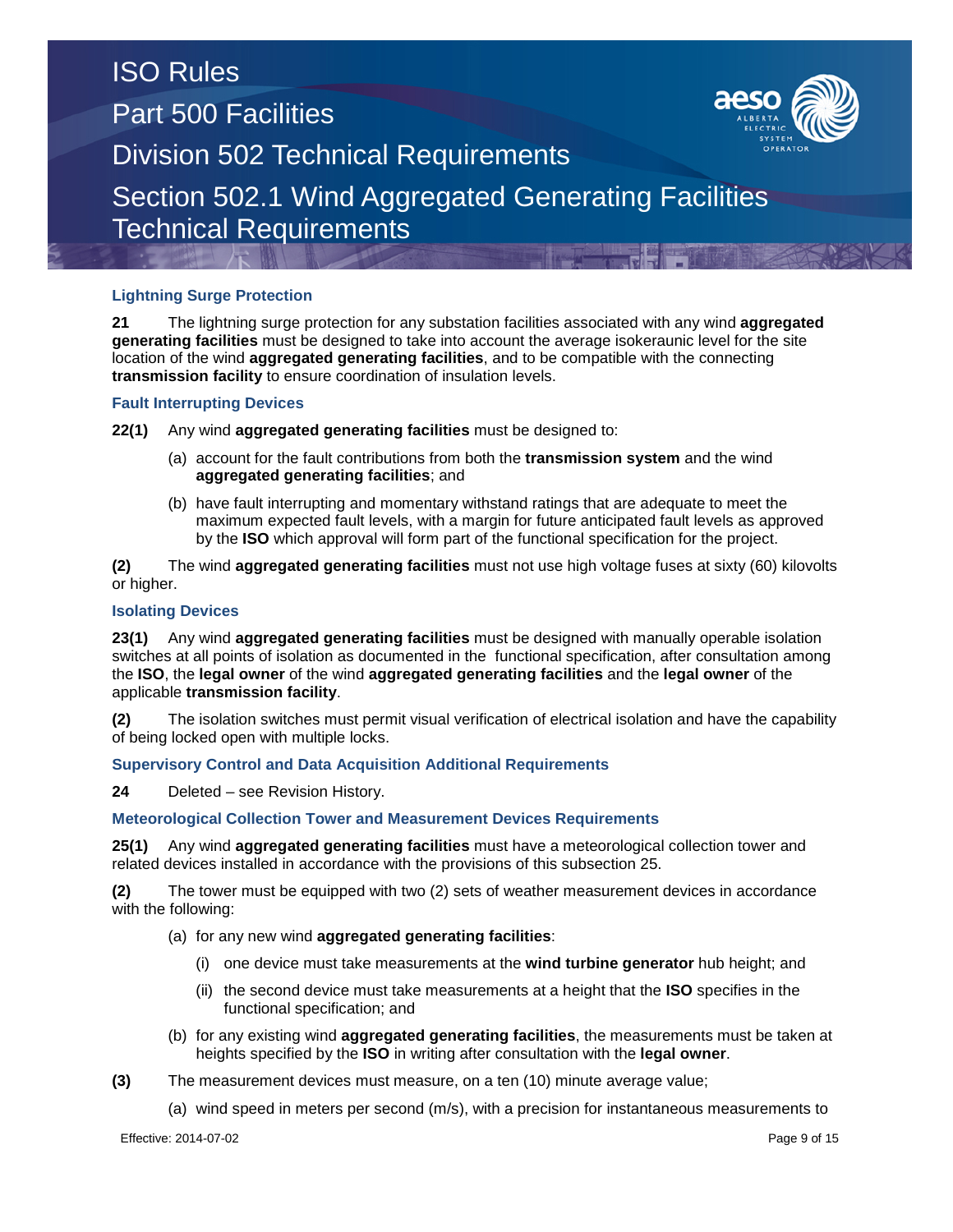### Lightning Surge Protection

**21** The lightning surge protection for any substation facilities associated with any wind **aggregated generating facilities** must be designed to take into account the average isokeraunic level for the site location of the wind **aggregated generating facilities**, and to be compatible with the connecting **transmission facility** to ensure coordination of insulation levels.

### Fault Interrupting Devices

**22(1)** Any wind **aggregated generating facilities** must be designed to:

(a) account for the fault contributions from both the **transmission system** and the wind **aggregated generating facilities**; and

(b) have fault interrupting and momentary withstand ratings that are adequate to meet the maximum expected fault levels, with a margin for future anticipated fault levels as approved by the **ISO** which approval will form part of the functional specification for the project.

**(2)** The wind **aggregated generating facilities** must not use high voltage fuses at sixty (60) kilovolts or higher.

### Isolating Devices

**23(1)** Any wind **aggregated generating facilities** must be designed with manually operable isolation switches at all points of isolation as documented in the functional specification, after consultation among the **ISO**, the **legal owner** of the wind **aggregated generating facilities** and the **legal owner** of the applicable **transmission facility**.

**(2)** The isolation switches must permit visual verification of electrical isolation and have the capability of being locked open with multiple locks.

### Supervisory Control and Data Acquisition Additional Requirements

**24** Deleted – see Revision History.

### Meteorological Collection Tower and Measurement Devices Requirements

**25(1)** Any wind **aggregated generating facilities** must have a meteorological collection tower and related devices installed in accordance with the provisions of this subsection 25.

**(2)** The tower must be equipped with two (2) sets of weather measurement devices in accordance with the following:

(a) for any new wind **aggregated generating facilities**:

(i) one device must take measurements at the **wind turbine generator** hub height; and

(ii) the second device must take measurements at a height that the **ISO** specifies in the functional specification; and

(b) for any existing wind **aggregated generating facilities**, the measurements must be taken at heights specified by the **ISO** in writing after consultation with the **legal owner**.

**(3)** The measurement devices must measure, on a ten (10) minute average value;

(a) wind speed in meters per second (m/s), with a precision for instantaneous measurements to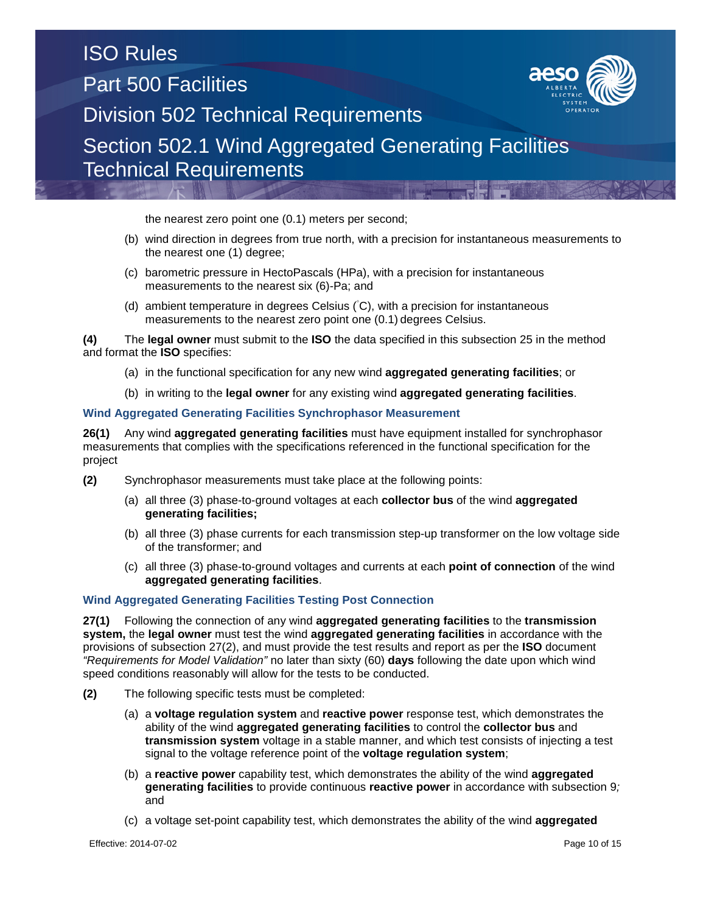the nearest zero point one (0.1) meters per second;

(b) wind direction in degrees from true north, with a precision for instantaneous measurements to the nearest one (1) degree;

(c) barometric pressure in HectoPascals (HPa), with a precision for instantaneous measurements to the nearest six (6)-Pa; and

(d) ambient temperature in degrees Celsius (˚C), with a precision for instantaneous measurements to the nearest zero point one (0.1) degrees Celsius.

**(4)** The **legal owner** must submit to the **ISO** the data specified in this subsection 25 in the method and format the **ISO** specifies:

(a) in the functional specification for any new wind **aggregated generating facilities**; or

(b) in writing to the **legal owner** for any existing wind **aggregated generating facilities**.

### Wind Aggregated Generating Facilities Synchrophasor Measurement

**26(1)** Any wind **aggregated generating facilities** must have equipment installed for synchrophasor measurements that complies with the specifications referenced in the functional specification for the project

**(2)** Synchrophasor measurements must take place at the following points:

(a) all three (3) phase-to-ground voltages at each **collector bus** of the wind **aggregated generating facilities;**

(b) all three (3) phase currents for each transmission step-up transformer on the low voltage side of the transformer; and

(c) all three (3) phase-to-ground voltages and currents at each **point of connection** of the wind **aggregated generating facilities**.

### Wind Aggregated Generating Facilities Testing Post Connection

**27(1)** Following the connection of any wind **aggregated generating facilities** to the **transmission system,** the **legal owner** must test the wind **aggregated generating facilities** in accordance with the provisions of subsection 27(2), and must provide the test results and report as per the **ISO** document *"Requirements for Model Validation"* no later than sixty (60) **days** following the date upon which wind speed conditions reasonably will allow for the tests to be conducted.

**(2)** The following specific tests must be completed:

(a) a **voltage regulation system** and **reactive power** response test, which demonstrates the ability of the wind **aggregated generating facilities** to control the **collector bus** and **transmission system** voltage in a stable manner, and which test consists of injecting a test signal to the voltage reference point of the **voltage regulation system**;

(b) a **reactive power** capability test, which demonstrates the ability of the wind **aggregated generating facilities** to provide continuous **reactive power** in accordance with subsection 9*;* and

(c) a voltage set-point capability test, which demonstrates the ability of the wind **aggregated**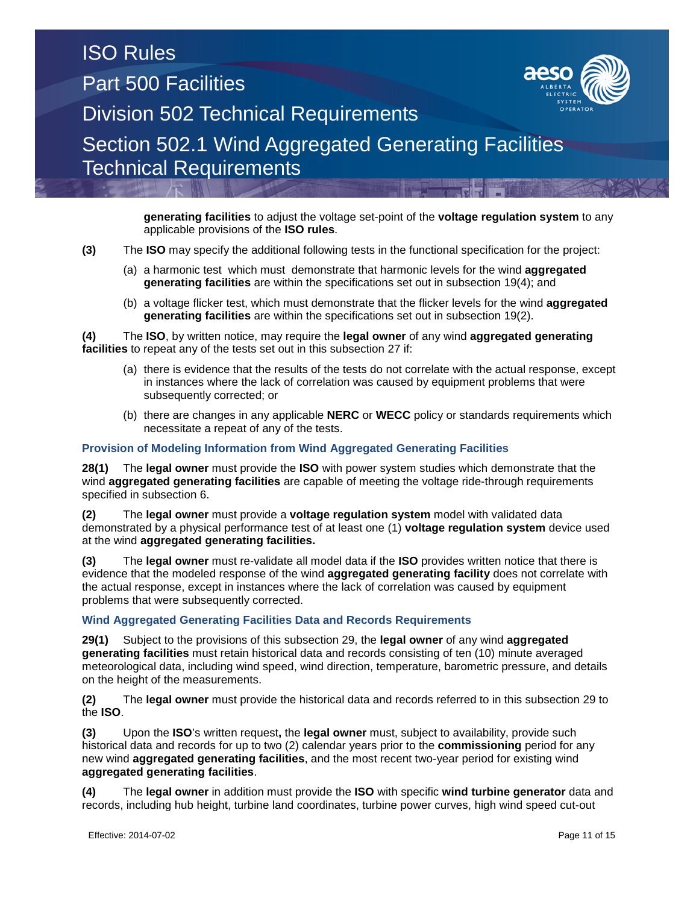**generating facilities** to adjust the voltage set-point of the **voltage regulation system** to any applicable provisions of the **ISO rules**.

**(3)** The **ISO** may specify the additional following tests in the functional specification for the project:

(a) a harmonic test which must demonstrate that harmonic levels for the wind **aggregated generating facilities** are within the specifications set out in subsection 19(4); and

(b) a voltage flicker test, which must demonstrate that the flicker levels for the wind **aggregated generating facilities** are within the specifications set out in subsection 19(2).

**(4)** The **ISO**, by written notice, may require the **legal owner** of any wind **aggregated generating facilities** to repeat any of the tests set out in this subsection 27 if:

(a) there is evidence that the results of the tests do not correlate with the actual response, except in instances where the lack of correlation was caused by equipment problems that were subsequently corrected; or

(b) there are changes in any applicable **NERC** or **WECC** policy or standards requirements which necessitate a repeat of any of the tests.

### Provision of Modeling Information from Wind Aggregated Generating Facilities

**28(1)** The **legal owner** must provide the **ISO** with power system studies which demonstrate that the wind **aggregated generating facilities** are capable of meeting the voltage ride-through requirements specified in subsection 6.

**(2)** The **legal owner** must provide a **voltage regulation system** model with validated data demonstrated by a physical performance test of at least one (1) **voltage regulation system** device used at the wind **aggregated generating facilities.**

**(3)** The **legal owner** must re-validate all model data if the **ISO** provides written notice that there is evidence that the modeled response of the wind **aggregated generating facility** does not correlate with the actual response, except in instances where the lack of correlation was caused by equipment problems that were subsequently corrected.

### Wind Aggregated Generating Facilities Data and Records Requirements

**29(1)** Subject to the provisions of this subsection 29, the **legal owner** of any wind **aggregated generating facilities** must retain historical data and records consisting of ten (10) minute averaged meteorological data, including wind speed, wind direction, temperature, barometric pressure, and details on the height of the measurements.

**(2)** The **legal owner** must provide the historical data and records referred to in this subsection 29 to the **ISO**.

**(3)** Upon the **ISO**'s written request**,** the **legal owner** must, subject to availability, provide such historical data and records for up to two (2) calendar years prior to the **commissioning** period for any new wind **aggregated generating facilities**, and the most recent two-year period for existing wind **aggregated generating facilities**.

**(4)** The **legal owner** in addition must provide the **ISO** with specific **wind turbine generator** data and records, including hub height, turbine land coordinates, turbine power curves, high wind speed cut-out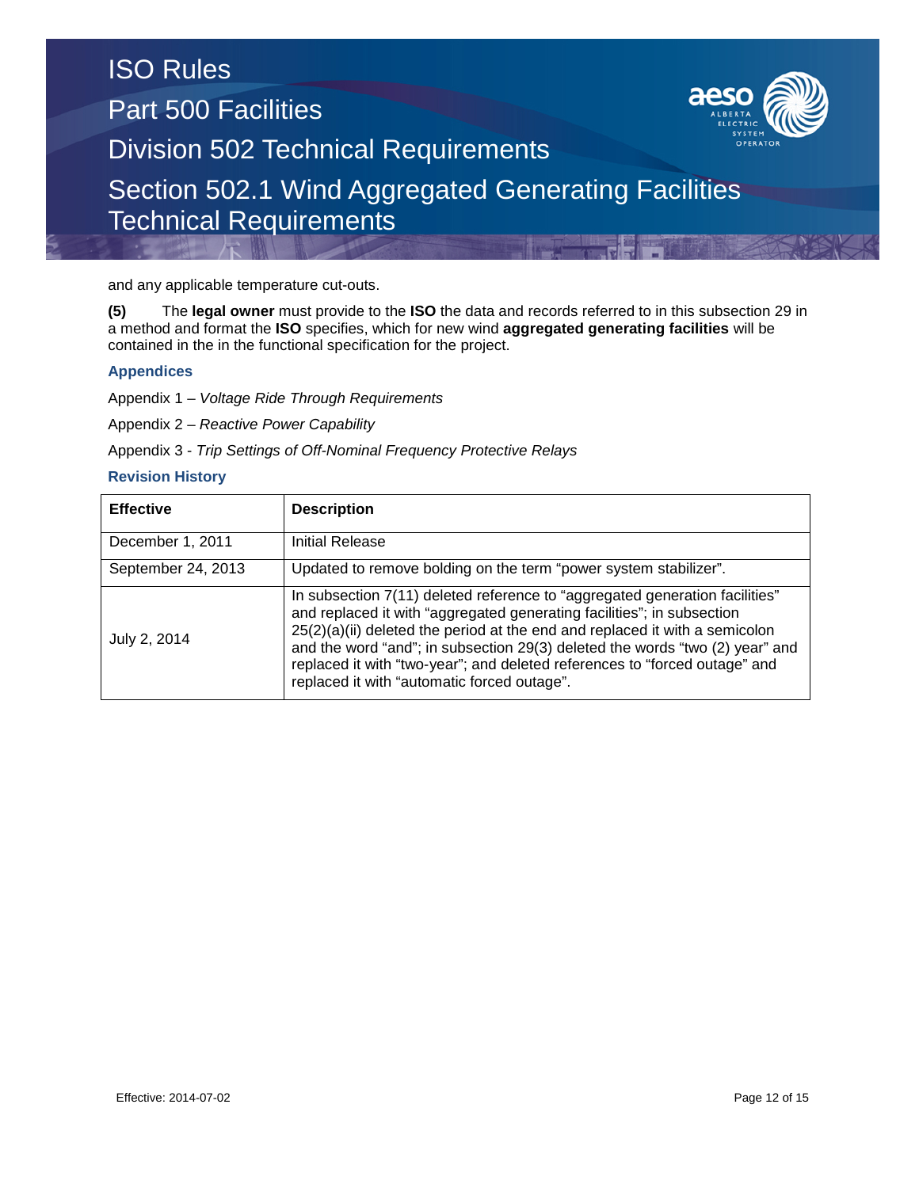and any applicable temperature cut-outs.

**(5)** The **legal owner** must provide to the **ISO** the data and records referred to in this subsection 29 in a method and format the **ISO** specifies, which for new wind **aggregated generating facilities** will be contained in the in the functional specification for the project.

### Appendices

Appendix 1 – *Voltage Ride Through Requirements*

Appendix 2 – *Reactive Power Capability*

Appendix 3 - *Trip Settings of Off-Nominal Frequency Protective Relays*

### Revision History

| Effective | Description |
|---|---|
| December 1, 2011 | Initial Release |
| September 24, 2013 | Updated to remove bolding on the term “power system stabilizer”. |
| July 2, 2014 | In subsection 7(11) deleted reference to “aggregated generation facilities” and replaced it with “aggregated generating facilities”; in subsection 25(2)(a)(ii) deleted the period at the end and replaced it with a semicolon and the word “and”; in subsection 29(3) deleted the words “two (2) year” and replaced it with “two-year”; and deleted references to “forced outage” and replaced it with “automatic forced outage”. |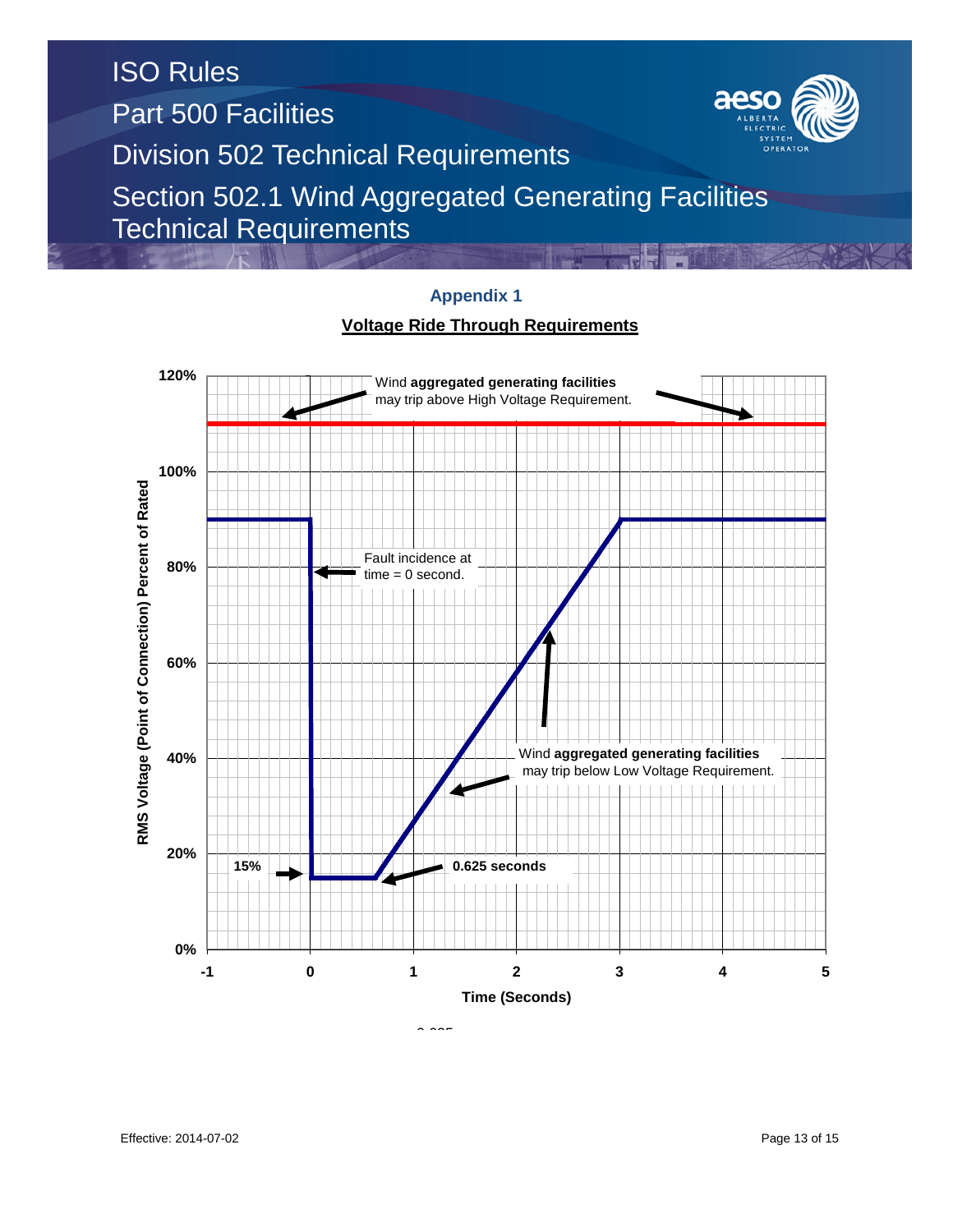## Appendix 1

**Voltage Ride Through Requirements**

Wind **aggregated generating facilities** may trip above High Voltage Requirement.

Fault incidence at time = 0 second.

Wind **aggregated generating facilities** may trip below Low Voltage Requirement.

**15%**

**0.625 seconds**

RMS Voltage (Point of Connection) Percent of Rated

Time (Seconds)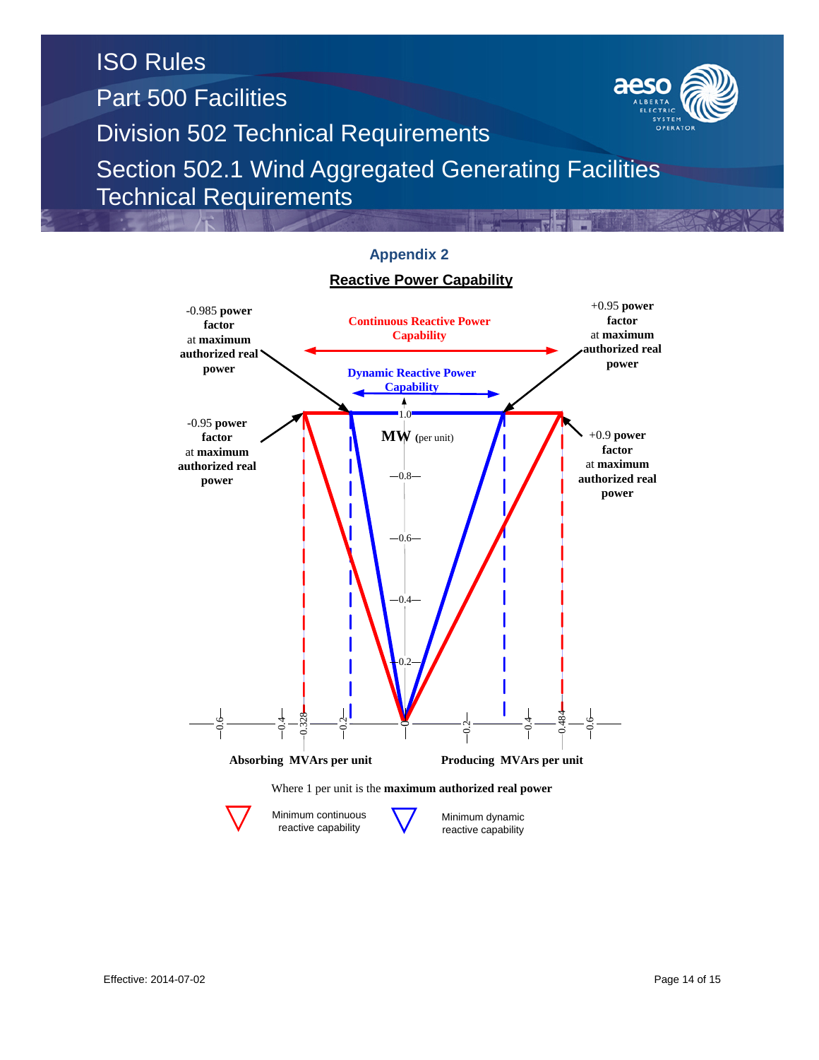## Appendix 2

### Reactive Power Capability

-0.985 **power factor** at **maximum authorized real power**

-0.95 **power factor** at **maximum authorized real power**

**Continuous Reactive Power Capability**

**Dynamic Reactive Power Capability**

+0.95 **power factor** at **maximum authorized real power**

+0.9 **power factor** at **maximum authorized real power**

**MW** (per unit)

1.0, 0.8, 0.6, 0.4, 0.2, 0

-0.6, -0.4, -0.328, -0.2, 0, 0.2, 0.4, 0.484, 0.6

**Absorbing MVArs per unit** | **Producing MVArs per unit**

Where 1 per unit is the **maximum authorized real power**

Minimum continuous reactive capability

Minimum dynamic reactive capability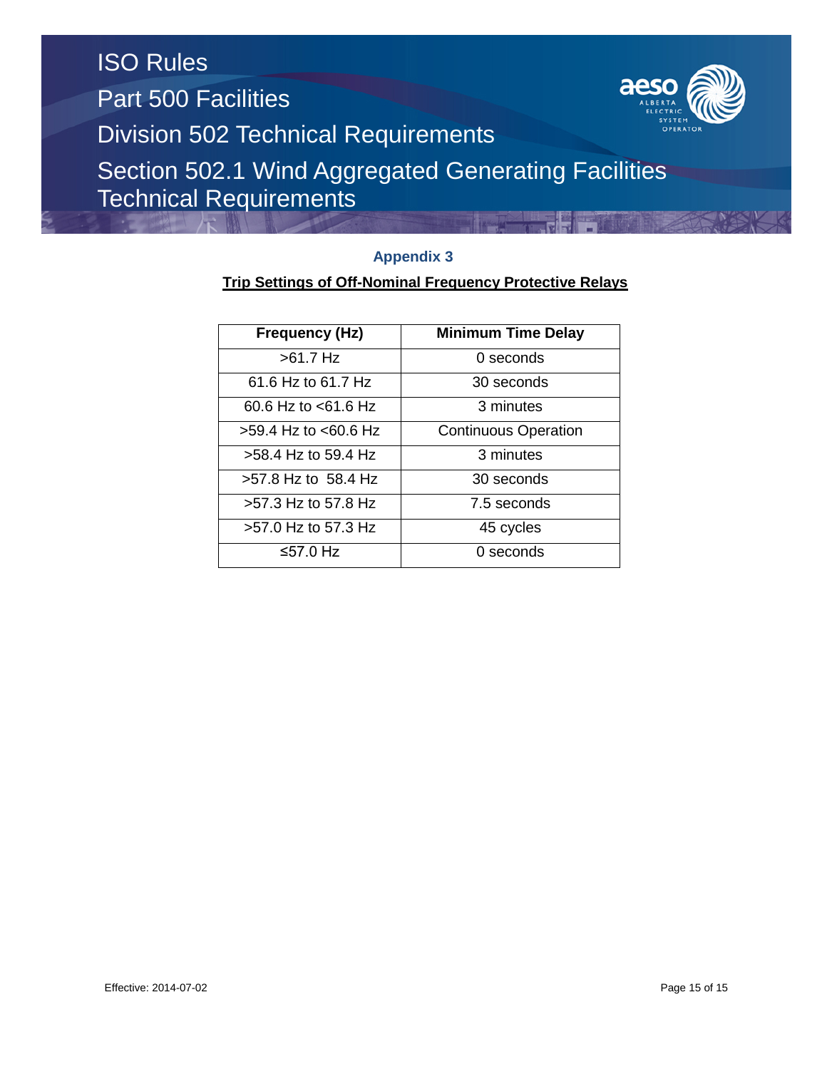## Appendix 3

**Trip Settings of Off-Nominal Frequency Protective Relays**

| Frequency (Hz) | Minimum Time Delay |
|---|---|
| >61.7 Hz | 0 seconds |
| 61.6 Hz to 61.7 Hz | 30 seconds |
| 60.6 Hz to <61.6 Hz | 3 minutes |
| >59.4 Hz to <60.6 Hz | Continuous Operation |
| >58.4 Hz to 59.4 Hz | 3 minutes |
| >57.8 Hz to 58.4 Hz | 30 seconds |
| >57.3 Hz to 57.8 Hz | 7.5 seconds |
| >57.0 Hz to 57.3 Hz | 45 cycles |
| ≤57.0 Hz | 0 seconds |